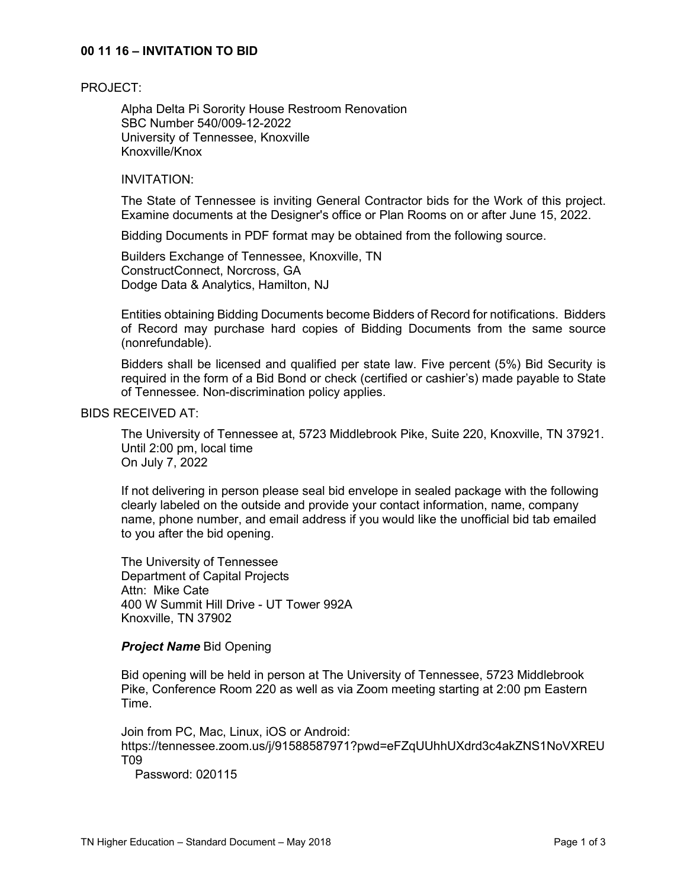## 00 11 16 – INVITATION TO BID

PROJECT:

Alpha Delta Pi Sorority House Restroom Renovation
SBC Number 540/009-12-2022
University of Tennessee, Knoxville
Knoxville/Knox

INVITATION:

The State of Tennessee is inviting General Contractor bids for the Work of this project. Examine documents at the Designer's office or Plan Rooms on or after June 15, 2022.

Bidding Documents in PDF format may be obtained from the following source.

Builders Exchange of Tennessee, Knoxville, TN
ConstructConnect, Norcross, GA
Dodge Data & Analytics, Hamilton, NJ

Entities obtaining Bidding Documents become Bidders of Record for notifications. Bidders of Record may purchase hard copies of Bidding Documents from the same source (nonrefundable).

Bidders shall be licensed and qualified per state law. Five percent (5%) Bid Security is required in the form of a Bid Bond or check (certified or cashier's) made payable to State of Tennessee. Non-discrimination policy applies.

BIDS RECEIVED AT:

The University of Tennessee at, 5723 Middlebrook Pike, Suite 220, Knoxville, TN 37921.
Until 2:00 pm, local time
On July 7, 2022

If not delivering in person please seal bid envelope in sealed package with the following clearly labeled on the outside and provide your contact information, name, company name, phone number, and email address if you would like the unofficial bid tab emailed to you after the bid opening.

The University of Tennessee
Department of Capital Projects
Attn: Mike Cate
400 W Summit Hill Drive - UT Tower 992A
Knoxville, TN 37902

***Project Name*** Bid Opening

Bid opening will be held in person at The University of Tennessee, 5723 Middlebrook Pike, Conference Room 220 as well as via Zoom meeting starting at 2:00 pm Eastern Time.

Join from PC, Mac, Linux, iOS or Android:
https://tennessee.zoom.us/j/91588587971?pwd=eFZqUUhhUXdrd3c4akZNS1NoVXREUT09
Password: 020115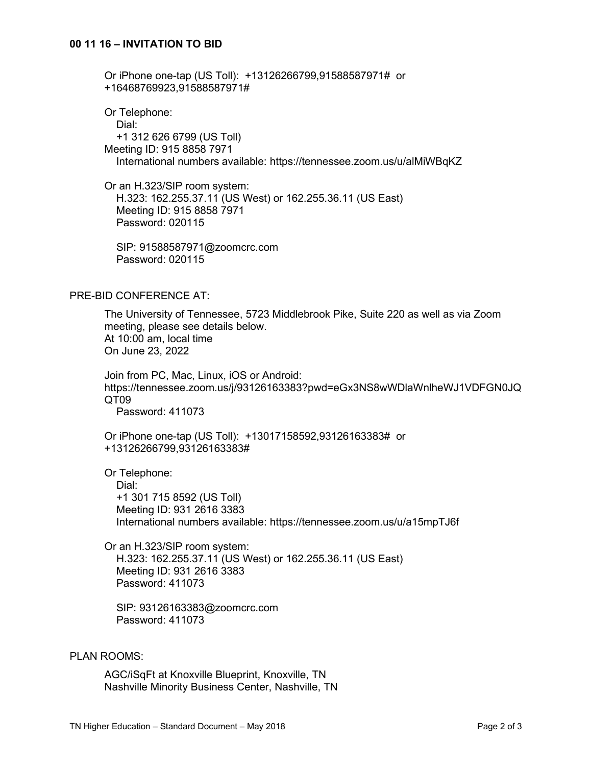**00 11 16 – INVITATION TO BID**

Or iPhone one-tap (US Toll): +13126266799,91588587971# or +16468769923,91588587971#

Or Telephone:
Dial:
+1 312 626 6799 (US Toll)
Meeting ID: 915 8858 7971
International numbers available: https://tennessee.zoom.us/u/alMiWBqKZ

Or an H.323/SIP room system:
H.323: 162.255.37.11 (US West) or 162.255.36.11 (US East)
Meeting ID: 915 8858 7971
Password: 020115

SIP: 91588587971@zoomcrc.com
Password: 020115

PRE-BID CONFERENCE AT:

The University of Tennessee, 5723 Middlebrook Pike, Suite 220 as well as via Zoom meeting, please see details below.
At 10:00 am, local time
On June 23, 2022

Join from PC, Mac, Linux, iOS or Android:
https://tennessee.zoom.us/j/93126163383?pwd=eGx3NS8wWDlaWnlheWJ1VDFGN0JQQT09
Password: 411073

Or iPhone one-tap (US Toll): +13017158592,93126163383# or +13126266799,93126163383#

Or Telephone:
Dial:
+1 301 715 8592 (US Toll)
Meeting ID: 931 2616 3383
International numbers available: https://tennessee.zoom.us/u/a15mpTJ6f

Or an H.323/SIP room system:
H.323: 162.255.37.11 (US West) or 162.255.36.11 (US East)
Meeting ID: 931 2616 3383
Password: 411073

SIP: 93126163383@zoomcrc.com
Password: 411073

PLAN ROOMS:

AGC/iSqFt at Knoxville Blueprint, Knoxville, TN
Nashville Minority Business Center, Nashville, TN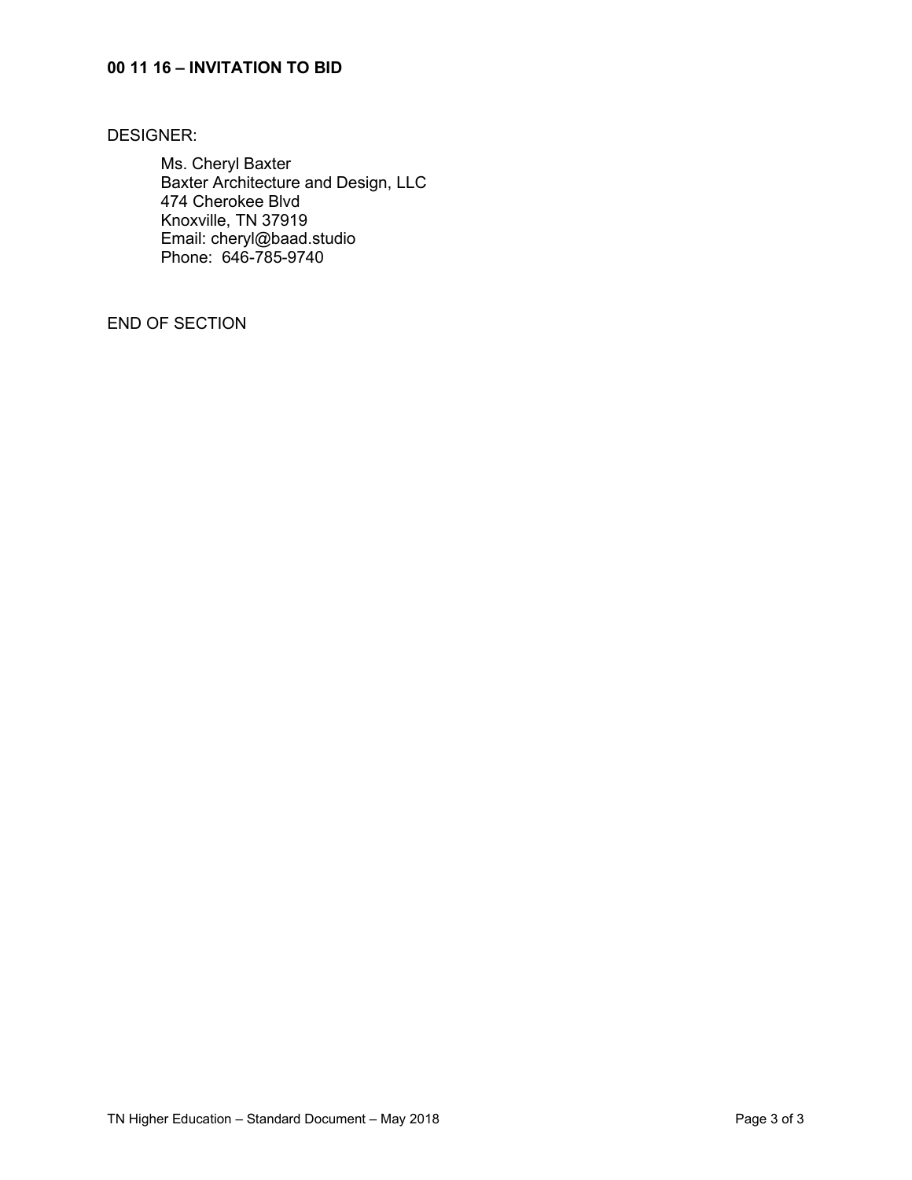**00 11 16 – INVITATION TO BID**

DESIGNER:

Ms. Cheryl Baxter
Baxter Architecture and Design, LLC
474 Cherokee Blvd
Knoxville, TN 37919
Email: cheryl@baad.studio
Phone: 646-785-9740

END OF SECTION